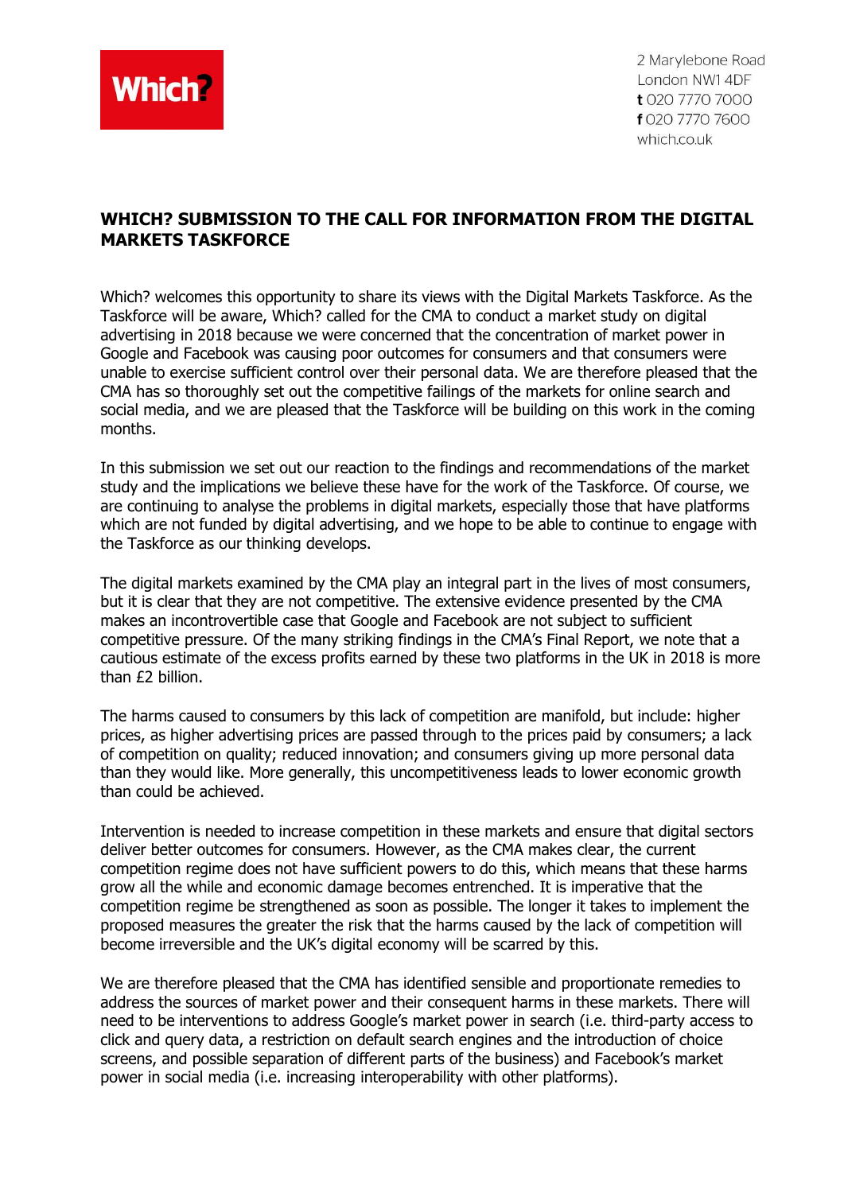Which?

2 Marylebone Road
London NW1 4DF
t 020 7770 7000
f 020 7770 7600
which.co.uk

# WHICH? SUBMISSION TO THE CALL FOR INFORMATION FROM THE DIGITAL MARKETS TASKFORCE

Which? welcomes this opportunity to share its views with the Digital Markets Taskforce. As the Taskforce will be aware, Which? called for the CMA to conduct a market study on digital advertising in 2018 because we were concerned that the concentration of market power in Google and Facebook was causing poor outcomes for consumers and that consumers were unable to exercise sufficient control over their personal data. We are therefore pleased that the CMA has so thoroughly set out the competitive failings of the markets for online search and social media, and we are pleased that the Taskforce will be building on this work in the coming months.

In this submission we set out our reaction to the findings and recommendations of the market study and the implications we believe these have for the work of the Taskforce. Of course, we are continuing to analyse the problems in digital markets, especially those that have platforms which are not funded by digital advertising, and we hope to be able to continue to engage with the Taskforce as our thinking develops.

The digital markets examined by the CMA play an integral part in the lives of most consumers, but it is clear that they are not competitive. The extensive evidence presented by the CMA makes an incontrovertible case that Google and Facebook are not subject to sufficient competitive pressure. Of the many striking findings in the CMA's Final Report, we note that a cautious estimate of the excess profits earned by these two platforms in the UK in 2018 is more than £2 billion.

The harms caused to consumers by this lack of competition are manifold, but include: higher prices, as higher advertising prices are passed through to the prices paid by consumers; a lack of competition on quality; reduced innovation; and consumers giving up more personal data than they would like. More generally, this uncompetitiveness leads to lower economic growth than could be achieved.

Intervention is needed to increase competition in these markets and ensure that digital sectors deliver better outcomes for consumers. However, as the CMA makes clear, the current competition regime does not have sufficient powers to do this, which means that these harms grow all the while and economic damage becomes entrenched. It is imperative that the competition regime be strengthened as soon as possible. The longer it takes to implement the proposed measures the greater the risk that the harms caused by the lack of competition will become irreversible and the UK's digital economy will be scarred by this.

We are therefore pleased that the CMA has identified sensible and proportionate remedies to address the sources of market power and their consequent harms in these markets. There will need to be interventions to address Google's market power in search (i.e. third-party access to click and query data, a restriction on default search engines and the introduction of choice screens, and possible separation of different parts of the business) and Facebook's market power in social media (i.e. increasing interoperability with other platforms).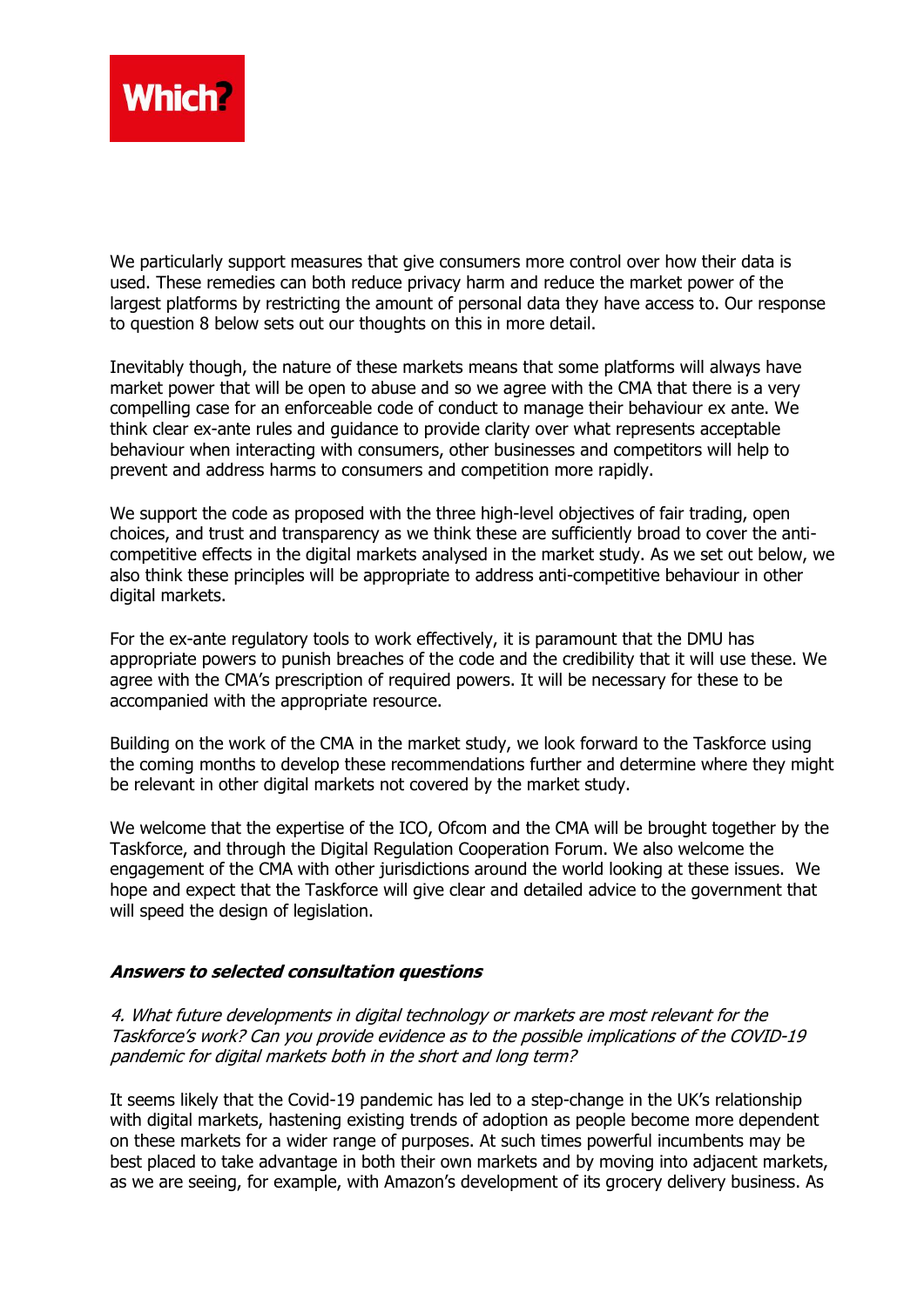We particularly support measures that give consumers more control over how their data is used. These remedies can both reduce privacy harm and reduce the market power of the largest platforms by restricting the amount of personal data they have access to. Our response to question 8 below sets out our thoughts on this in more detail.

Inevitably though, the nature of these markets means that some platforms will always have market power that will be open to abuse and so we agree with the CMA that there is a very compelling case for an enforceable code of conduct to manage their behaviour ex ante. We think clear ex-ante rules and guidance to provide clarity over what represents acceptable behaviour when interacting with consumers, other businesses and competitors will help to prevent and address harms to consumers and competition more rapidly.

We support the code as proposed with the three high-level objectives of fair trading, open choices, and trust and transparency as we think these are sufficiently broad to cover the anti-competitive effects in the digital markets analysed in the market study. As we set out below, we also think these principles will be appropriate to address anti-competitive behaviour in other digital markets.

For the ex-ante regulatory tools to work effectively, it is paramount that the DMU has appropriate powers to punish breaches of the code and the credibility that it will use these. We agree with the CMA's prescription of required powers. It will be necessary for these to be accompanied with the appropriate resource.

Building on the work of the CMA in the market study, we look forward to the Taskforce using the coming months to develop these recommendations further and determine where they might be relevant in other digital markets not covered by the market study.

We welcome that the expertise of the ICO, Ofcom and the CMA will be brought together by the Taskforce, and through the Digital Regulation Cooperation Forum. We also welcome the engagement of the CMA with other jurisdictions around the world looking at these issues. We hope and expect that the Taskforce will give clear and detailed advice to the government that will speed the design of legislation.

### ***Answers to selected consultation questions***

*4. What future developments in digital technology or markets are most relevant for the Taskforce's work? Can you provide evidence as to the possible implications of the COVID-19 pandemic for digital markets both in the short and long term?*

It seems likely that the Covid-19 pandemic has led to a step-change in the UK's relationship with digital markets, hastening existing trends of adoption as people become more dependent on these markets for a wider range of purposes. At such times powerful incumbents may be best placed to take advantage in both their own markets and by moving into adjacent markets, as we are seeing, for example, with Amazon's development of its grocery delivery business. As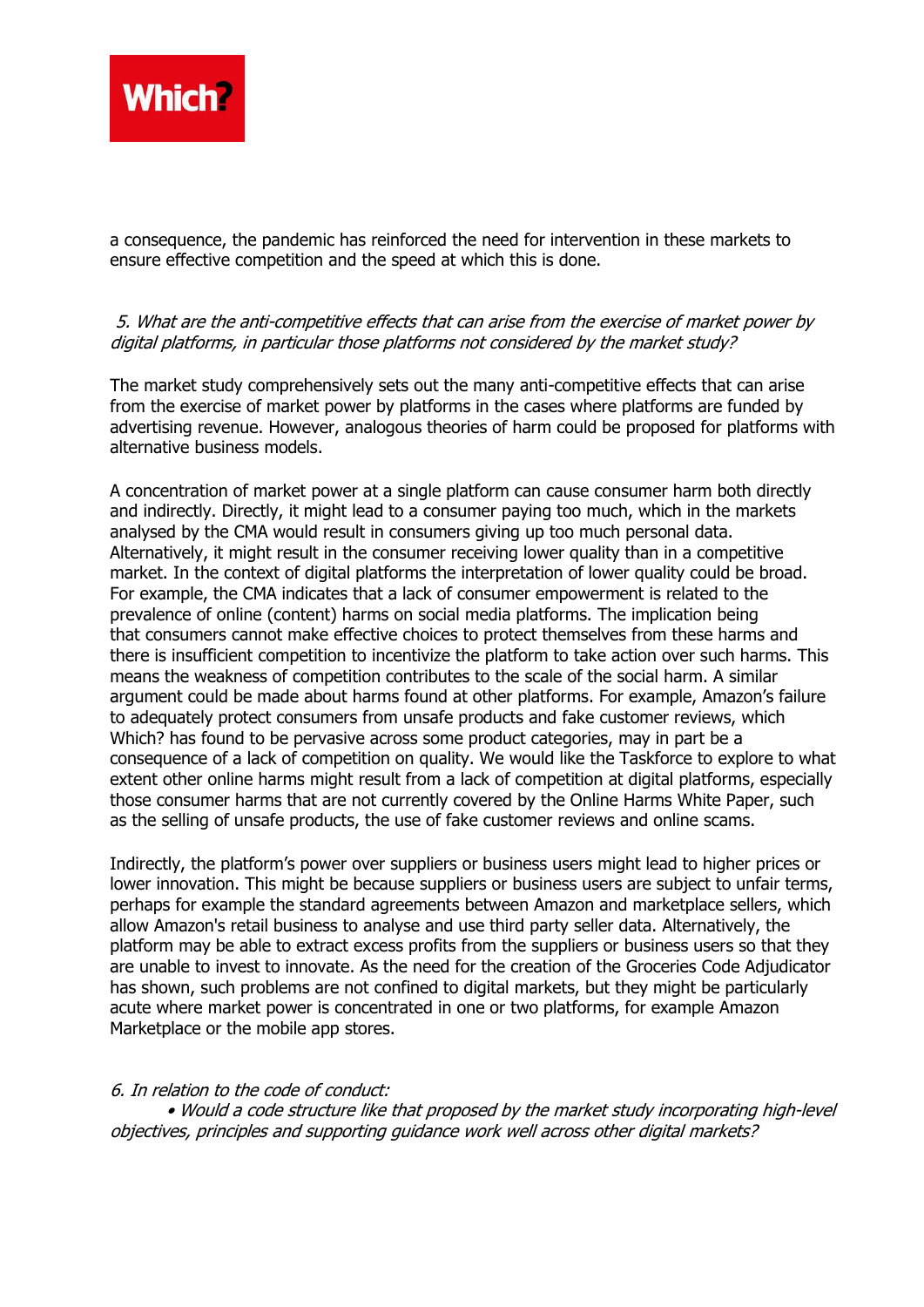a consequence, the pandemic has reinforced the need for intervention in these markets to ensure effective competition and the speed at which this is done.

*5. What are the anti-competitive effects that can arise from the exercise of market power by digital platforms, in particular those platforms not considered by the market study?*

The market study comprehensively sets out the many anti-competitive effects that can arise from the exercise of market power by platforms in the cases where platforms are funded by advertising revenue. However, analogous theories of harm could be proposed for platforms with alternative business models.

A concentration of market power at a single platform can cause consumer harm both directly and indirectly. Directly, it might lead to a consumer paying too much, which in the markets analysed by the CMA would result in consumers giving up too much personal data. Alternatively, it might result in the consumer receiving lower quality than in a competitive market. In the context of digital platforms the interpretation of lower quality could be broad. For example, the CMA indicates that a lack of consumer empowerment is related to the prevalence of online (content) harms on social media platforms. The implication being that consumers cannot make effective choices to protect themselves from these harms and there is insufficient competition to incentivize the platform to take action over such harms. This means the weakness of competition contributes to the scale of the social harm. A similar argument could be made about harms found at other platforms. For example, Amazon's failure to adequately protect consumers from unsafe products and fake customer reviews, which Which? has found to be pervasive across some product categories, may in part be a consequence of a lack of competition on quality. We would like the Taskforce to explore to what extent other online harms might result from a lack of competition at digital platforms, especially those consumer harms that are not currently covered by the Online Harms White Paper, such as the selling of unsafe products, the use of fake customer reviews and online scams.

Indirectly, the platform's power over suppliers or business users might lead to higher prices or lower innovation. This might be because suppliers or business users are subject to unfair terms, perhaps for example the standard agreements between Amazon and marketplace sellers, which allow Amazon's retail business to analyse and use third party seller data. Alternatively, the platform may be able to extract excess profits from the suppliers or business users so that they are unable to invest to innovate. As the need for the creation of the Groceries Code Adjudicator has shown, such problems are not confined to digital markets, but they might be particularly acute where market power is concentrated in one or two platforms, for example Amazon Marketplace or the mobile app stores.

*6. In relation to the code of conduct:*

- *Would a code structure like that proposed by the market study incorporating high-level objectives, principles and supporting guidance work well across other digital markets?*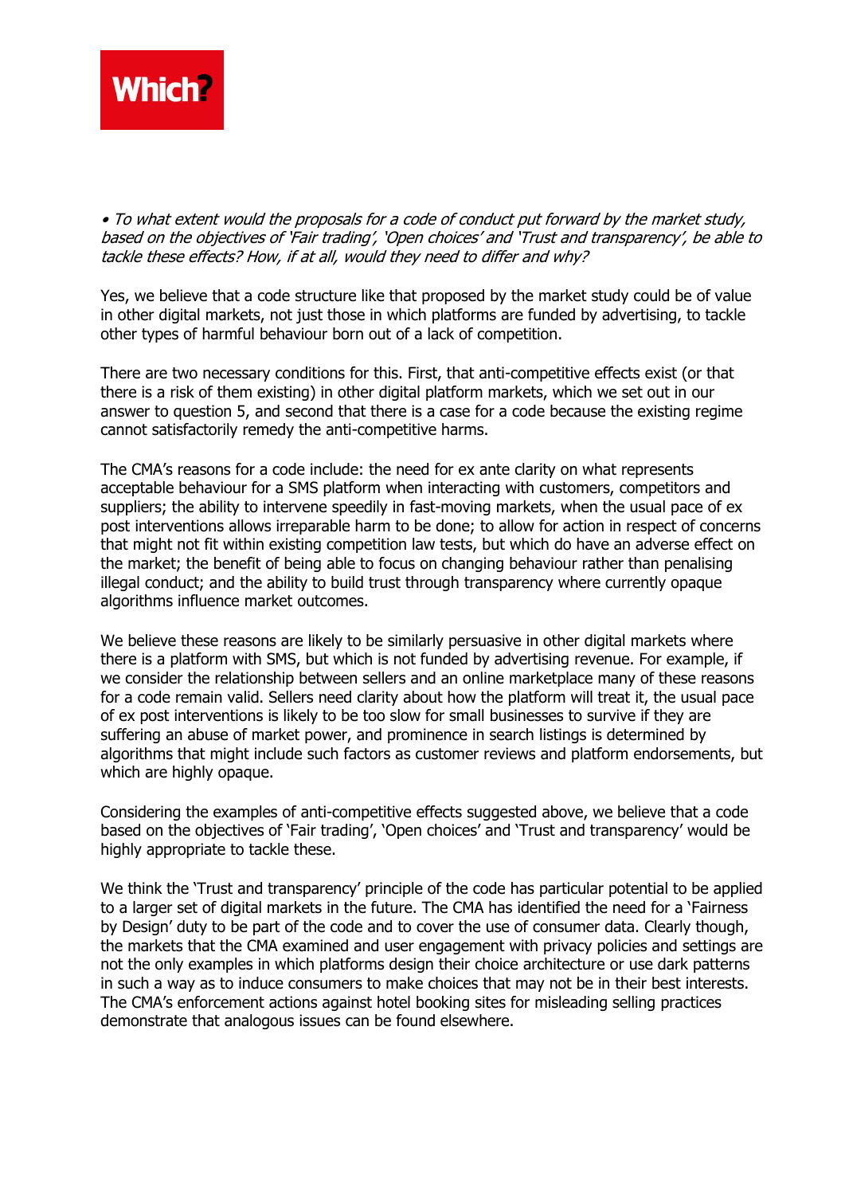*• To what extent would the proposals for a code of conduct put forward by the market study, based on the objectives of 'Fair trading', 'Open choices' and 'Trust and transparency', be able to tackle these effects? How, if at all, would they need to differ and why?*

Yes, we believe that a code structure like that proposed by the market study could be of value in other digital markets, not just those in which platforms are funded by advertising, to tackle other types of harmful behaviour born out of a lack of competition.

There are two necessary conditions for this. First, that anti-competitive effects exist (or that there is a risk of them existing) in other digital platform markets, which we set out in our answer to question 5, and second that there is a case for a code because the existing regime cannot satisfactorily remedy the anti-competitive harms.

The CMA's reasons for a code include: the need for ex ante clarity on what represents acceptable behaviour for a SMS platform when interacting with customers, competitors and suppliers; the ability to intervene speedily in fast-moving markets, when the usual pace of ex post interventions allows irreparable harm to be done; to allow for action in respect of concerns that might not fit within existing competition law tests, but which do have an adverse effect on the market; the benefit of being able to focus on changing behaviour rather than penalising illegal conduct; and the ability to build trust through transparency where currently opaque algorithms influence market outcomes.

We believe these reasons are likely to be similarly persuasive in other digital markets where there is a platform with SMS, but which is not funded by advertising revenue. For example, if we consider the relationship between sellers and an online marketplace many of these reasons for a code remain valid. Sellers need clarity about how the platform will treat it, the usual pace of ex post interventions is likely to be too slow for small businesses to survive if they are suffering an abuse of market power, and prominence in search listings is determined by algorithms that might include such factors as customer reviews and platform endorsements, but which are highly opaque.

Considering the examples of anti-competitive effects suggested above, we believe that a code based on the objectives of 'Fair trading', 'Open choices' and 'Trust and transparency' would be highly appropriate to tackle these.

We think the 'Trust and transparency' principle of the code has particular potential to be applied to a larger set of digital markets in the future. The CMA has identified the need for a 'Fairness by Design' duty to be part of the code and to cover the use of consumer data. Clearly though, the markets that the CMA examined and user engagement with privacy policies and settings are not the only examples in which platforms design their choice architecture or use dark patterns in such a way as to induce consumers to make choices that may not be in their best interests. The CMA's enforcement actions against hotel booking sites for misleading selling practices demonstrate that analogous issues can be found elsewhere.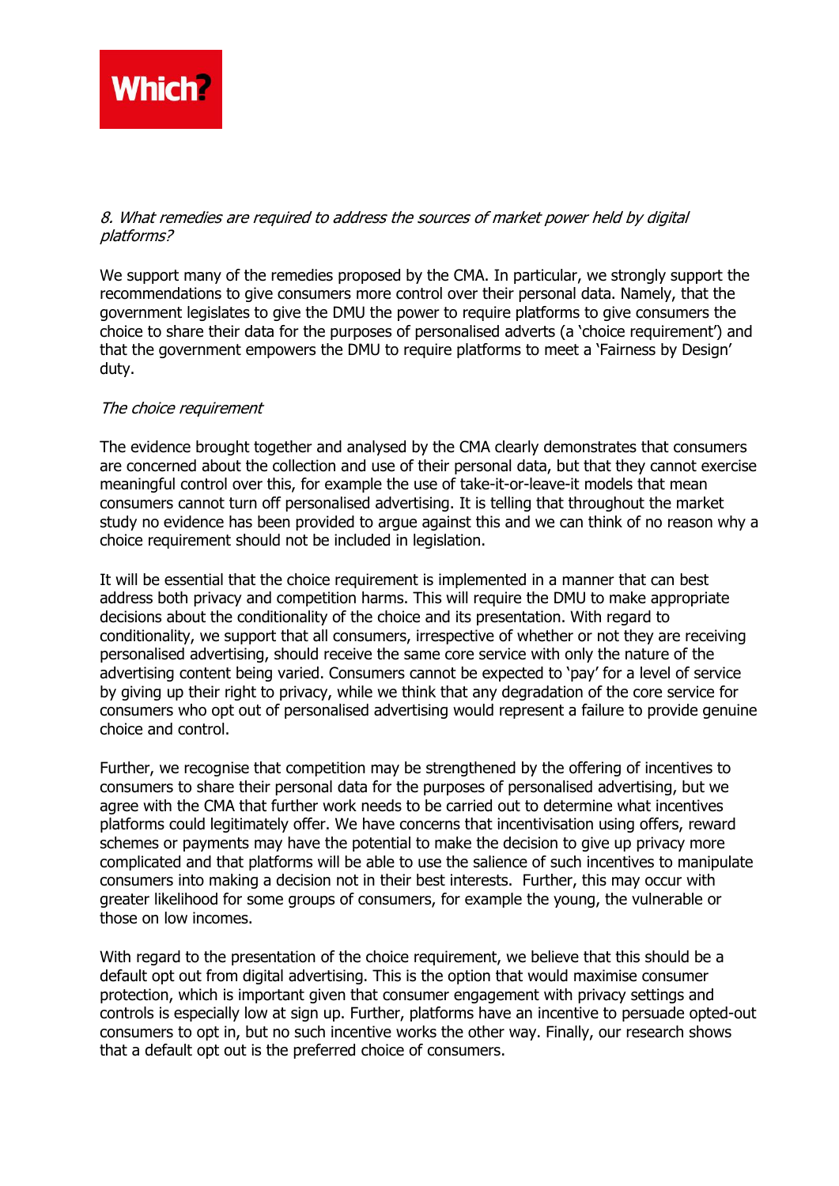*8. What remedies are required to address the sources of market power held by digital platforms?*

We support many of the remedies proposed by the CMA. In particular, we strongly support the recommendations to give consumers more control over their personal data. Namely, that the government legislates to give the DMU the power to require platforms to give consumers the choice to share their data for the purposes of personalised adverts (a 'choice requirement') and that the government empowers the DMU to require platforms to meet a 'Fairness by Design' duty.

*The choice requirement*

The evidence brought together and analysed by the CMA clearly demonstrates that consumers are concerned about the collection and use of their personal data, but that they cannot exercise meaningful control over this, for example the use of take-it-or-leave-it models that mean consumers cannot turn off personalised advertising. It is telling that throughout the market study no evidence has been provided to argue against this and we can think of no reason why a choice requirement should not be included in legislation.

It will be essential that the choice requirement is implemented in a manner that can best address both privacy and competition harms. This will require the DMU to make appropriate decisions about the conditionality of the choice and its presentation. With regard to conditionality, we support that all consumers, irrespective of whether or not they are receiving personalised advertising, should receive the same core service with only the nature of the advertising content being varied. Consumers cannot be expected to 'pay' for a level of service by giving up their right to privacy, while we think that any degradation of the core service for consumers who opt out of personalised advertising would represent a failure to provide genuine choice and control.

Further, we recognise that competition may be strengthened by the offering of incentives to consumers to share their personal data for the purposes of personalised advertising, but we agree with the CMA that further work needs to be carried out to determine what incentives platforms could legitimately offer. We have concerns that incentivisation using offers, reward schemes or payments may have the potential to make the decision to give up privacy more complicated and that platforms will be able to use the salience of such incentives to manipulate consumers into making a decision not in their best interests. Further, this may occur with greater likelihood for some groups of consumers, for example the young, the vulnerable or those on low incomes.

With regard to the presentation of the choice requirement, we believe that this should be a default opt out from digital advertising. This is the option that would maximise consumer protection, which is important given that consumer engagement with privacy settings and controls is especially low at sign up. Further, platforms have an incentive to persuade opted-out consumers to opt in, but no such incentive works the other way. Finally, our research shows that a default opt out is the preferred choice of consumers.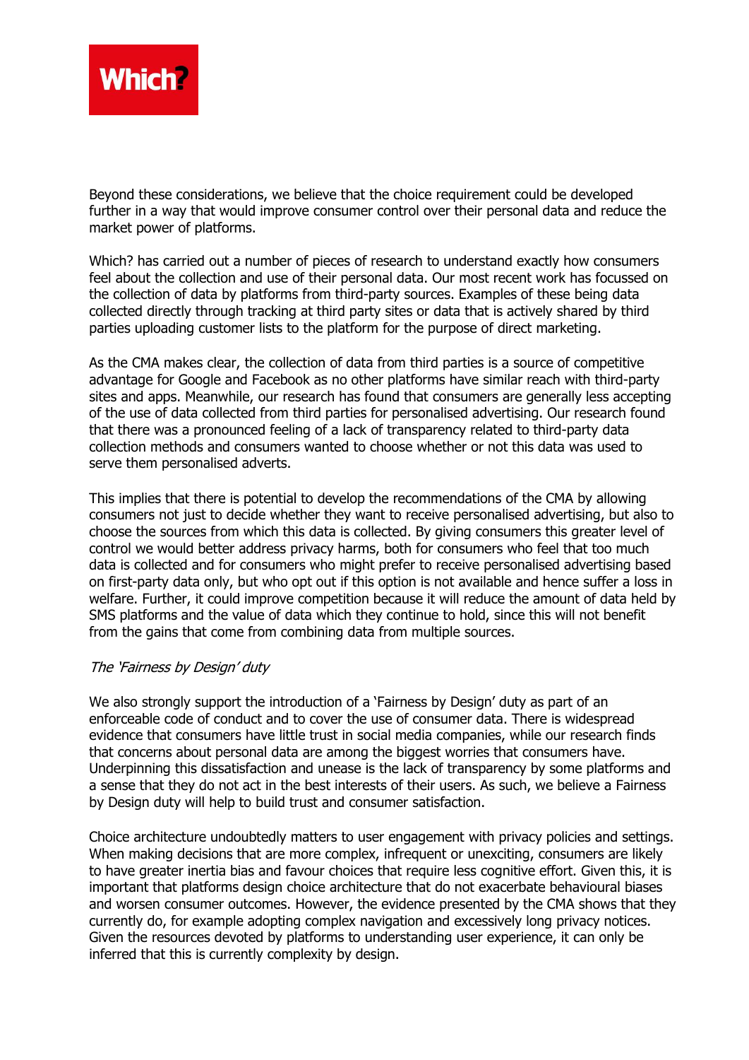Beyond these considerations, we believe that the choice requirement could be developed further in a way that would improve consumer control over their personal data and reduce the market power of platforms.

Which? has carried out a number of pieces of research to understand exactly how consumers feel about the collection and use of their personal data. Our most recent work has focussed on the collection of data by platforms from third-party sources. Examples of these being data collected directly through tracking at third party sites or data that is actively shared by third parties uploading customer lists to the platform for the purpose of direct marketing.

As the CMA makes clear, the collection of data from third parties is a source of competitive advantage for Google and Facebook as no other platforms have similar reach with third-party sites and apps. Meanwhile, our research has found that consumers are generally less accepting of the use of data collected from third parties for personalised advertising. Our research found that there was a pronounced feeling of a lack of transparency related to third-party data collection methods and consumers wanted to choose whether or not this data was used to serve them personalised adverts.

This implies that there is potential to develop the recommendations of the CMA by allowing consumers not just to decide whether they want to receive personalised advertising, but also to choose the sources from which this data is collected. By giving consumers this greater level of control we would better address privacy harms, both for consumers who feel that too much data is collected and for consumers who might prefer to receive personalised advertising based on first-party data only, but who opt out if this option is not available and hence suffer a loss in welfare. Further, it could improve competition because it will reduce the amount of data held by SMS platforms and the value of data which they continue to hold, since this will not benefit from the gains that come from combining data from multiple sources.

*The 'Fairness by Design' duty*

We also strongly support the introduction of a 'Fairness by Design' duty as part of an enforceable code of conduct and to cover the use of consumer data. There is widespread evidence that consumers have little trust in social media companies, while our research finds that concerns about personal data are among the biggest worries that consumers have. Underpinning this dissatisfaction and unease is the lack of transparency by some platforms and a sense that they do not act in the best interests of their users. As such, we believe a Fairness by Design duty will help to build trust and consumer satisfaction.

Choice architecture undoubtedly matters to user engagement with privacy policies and settings. When making decisions that are more complex, infrequent or unexciting, consumers are likely to have greater inertia bias and favour choices that require less cognitive effort. Given this, it is important that platforms design choice architecture that do not exacerbate behavioural biases and worsen consumer outcomes. However, the evidence presented by the CMA shows that they currently do, for example adopting complex navigation and excessively long privacy notices. Given the resources devoted by platforms to understanding user experience, it can only be inferred that this is currently complexity by design.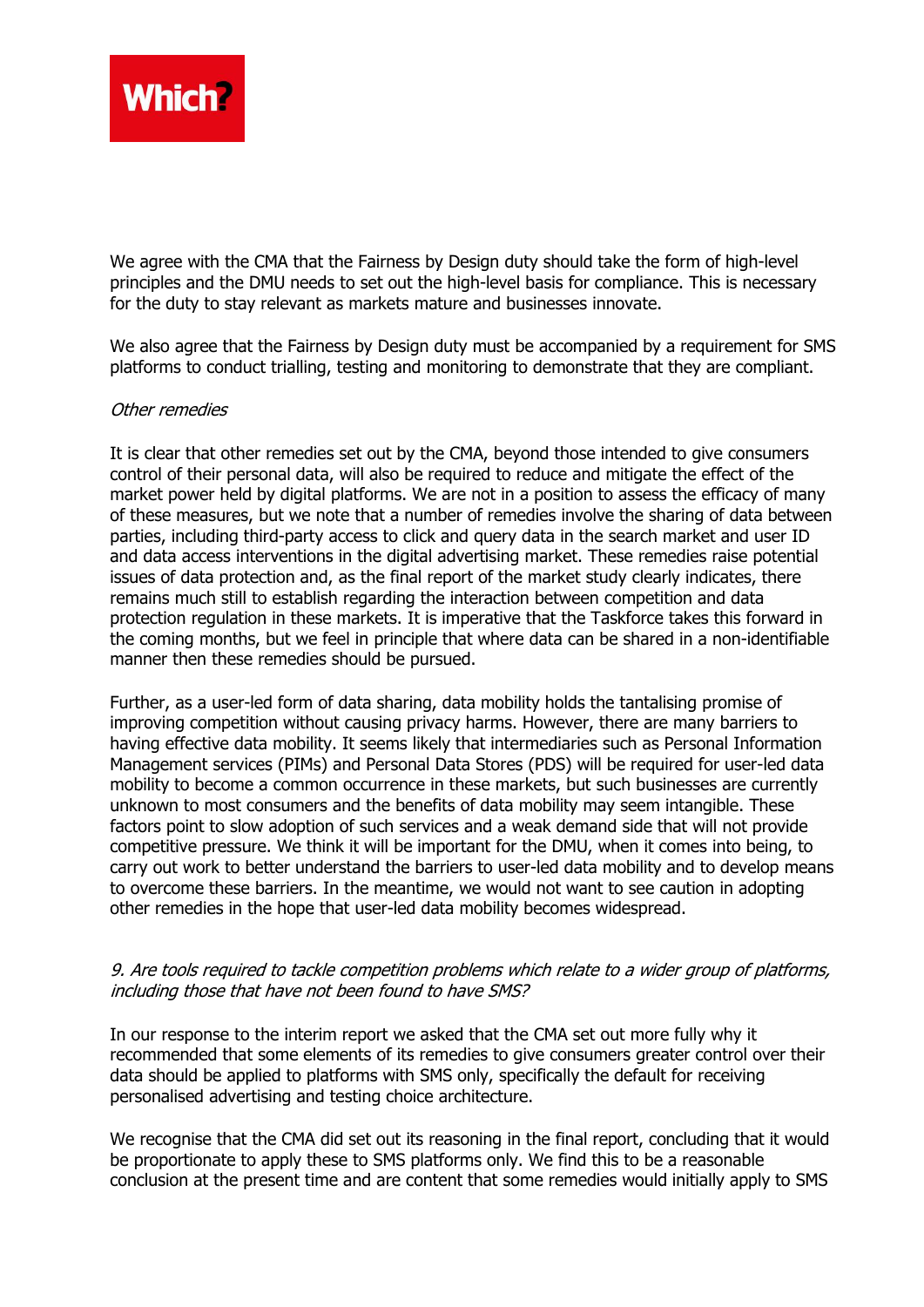We agree with the CMA that the Fairness by Design duty should take the form of high-level principles and the DMU needs to set out the high-level basis for compliance. This is necessary for the duty to stay relevant as markets mature and businesses innovate.

We also agree that the Fairness by Design duty must be accompanied by a requirement for SMS platforms to conduct trialling, testing and monitoring to demonstrate that they are compliant.

*Other remedies*

It is clear that other remedies set out by the CMA, beyond those intended to give consumers control of their personal data, will also be required to reduce and mitigate the effect of the market power held by digital platforms. We are not in a position to assess the efficacy of many of these measures, but we note that a number of remedies involve the sharing of data between parties, including third-party access to click and query data in the search market and user ID and data access interventions in the digital advertising market. These remedies raise potential issues of data protection and, as the final report of the market study clearly indicates, there remains much still to establish regarding the interaction between competition and data protection regulation in these markets. It is imperative that the Taskforce takes this forward in the coming months, but we feel in principle that where data can be shared in a non-identifiable manner then these remedies should be pursued.

Further, as a user-led form of data sharing, data mobility holds the tantalising promise of improving competition without causing privacy harms. However, there are many barriers to having effective data mobility. It seems likely that intermediaries such as Personal Information Management services (PIMs) and Personal Data Stores (PDS) will be required for user-led data mobility to become a common occurrence in these markets, but such businesses are currently unknown to most consumers and the benefits of data mobility may seem intangible. These factors point to slow adoption of such services and a weak demand side that will not provide competitive pressure. We think it will be important for the DMU, when it comes into being, to carry out work to better understand the barriers to user-led data mobility and to develop means to overcome these barriers. In the meantime, we would not want to see caution in adopting other remedies in the hope that user-led data mobility becomes widespread.

*9. Are tools required to tackle competition problems which relate to a wider group of platforms, including those that have not been found to have SMS?*

In our response to the interim report we asked that the CMA set out more fully why it recommended that some elements of its remedies to give consumers greater control over their data should be applied to platforms with SMS only, specifically the default for receiving personalised advertising and testing choice architecture.

We recognise that the CMA did set out its reasoning in the final report, concluding that it would be proportionate to apply these to SMS platforms only. We find this to be a reasonable conclusion at the present time and are content that some remedies would initially apply to SMS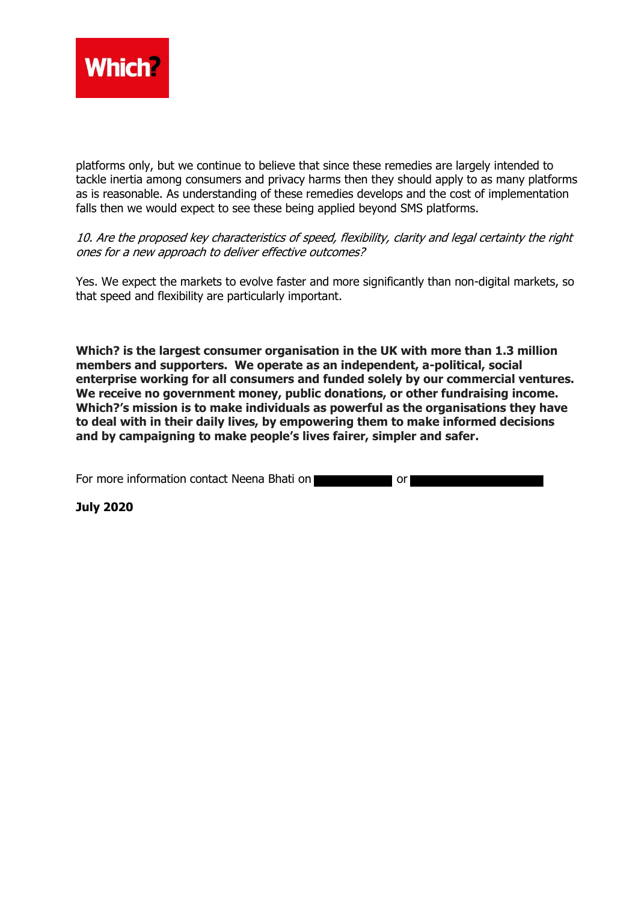platforms only, but we continue to believe that since these remedies are largely intended to tackle inertia among consumers and privacy harms then they should apply to as many platforms as is reasonable. As understanding of these remedies develops and the cost of implementation falls then we would expect to see these being applied beyond SMS platforms.

*10. Are the proposed key characteristics of speed, flexibility, clarity and legal certainty the right ones for a new approach to deliver effective outcomes?*

Yes. We expect the markets to evolve faster and more significantly than non-digital markets, so that speed and flexibility are particularly important.

**Which? is the largest consumer organisation in the UK with more than 1.3 million members and supporters. We operate as an independent, a-political, social enterprise working for all consumers and funded solely by our commercial ventures. We receive no government money, public donations, or other fundraising income. Which?'s mission is to make individuals as powerful as the organisations they have to deal with in their daily lives, by empowering them to make informed decisions and by campaigning to make people's lives fairer, simpler and safer.**

For more information contact Neena Bhati on [redacted] or [redacted]

**July 2020**